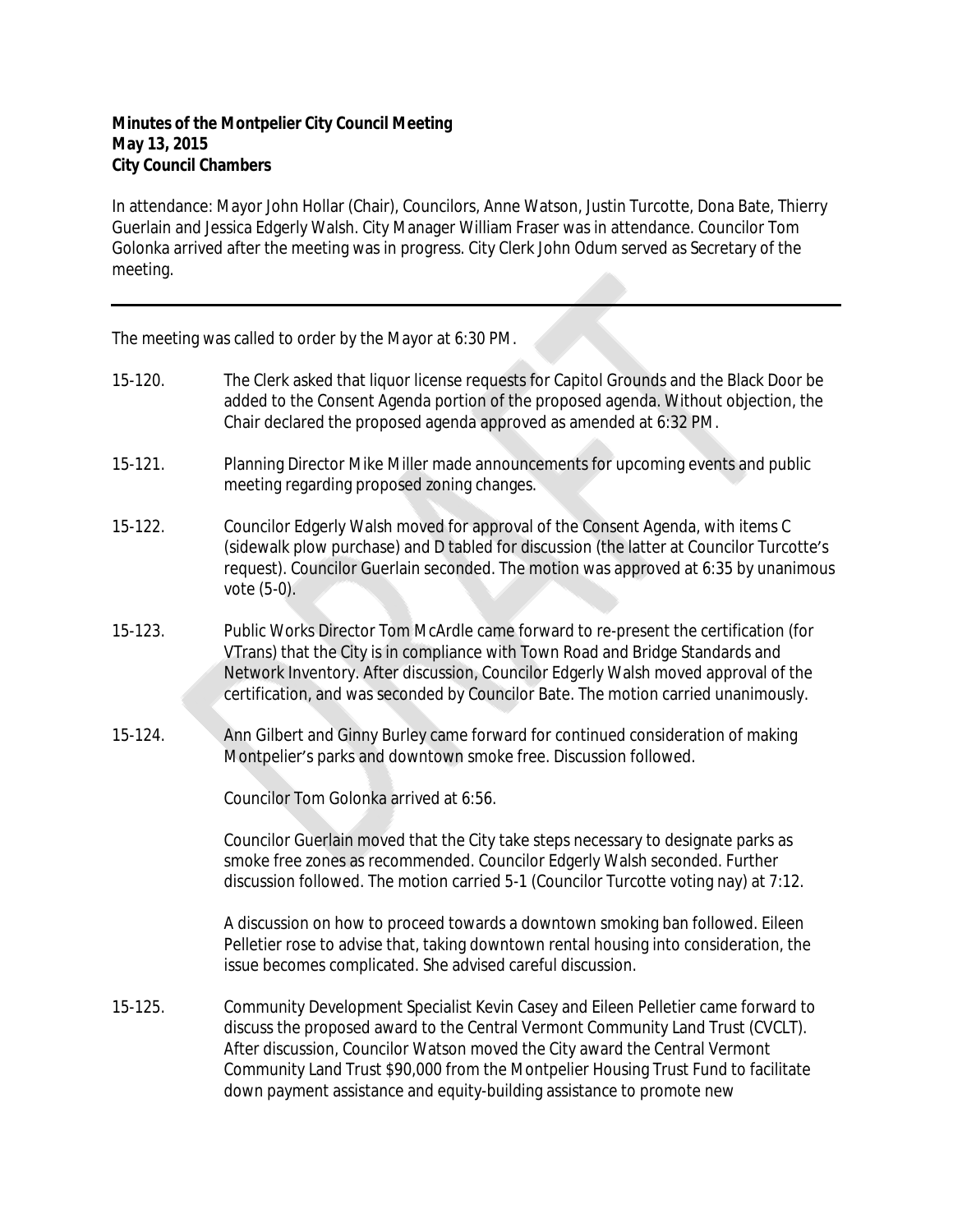**Minutes of the Montpelier City Council Meeting**
**May 13, 2015**
**City Council Chambers**

In attendance: Mayor John Hollar (Chair), Councilors, Anne Watson, Justin Turcotte, Dona Bate, Thierry Guerlain and Jessica Edgerly Walsh. City Manager William Fraser was in attendance. Councilor Tom Golonka arrived after the meeting was in progress. City Clerk John Odum served as Secretary of the meeting.

---

The meeting was called to order by the Mayor at 6:30 PM.

15-120. The Clerk asked that liquor license requests for Capitol Grounds and the Black Door be added to the Consent Agenda portion of the proposed agenda. Without objection, the Chair declared the proposed agenda approved as amended at 6:32 PM.

15-121. Planning Director Mike Miller made announcements for upcoming events and public meeting regarding proposed zoning changes.

15-122. Councilor Edgerly Walsh moved for approval of the Consent Agenda, with items C (sidewalk plow purchase) and D tabled for discussion (the latter at Councilor Turcotte's request). Councilor Guerlain seconded. The motion was approved at 6:35 by unanimous vote (5-0).

15-123. Public Works Director Tom McArdle came forward to re-present the certification (for VTrans) that the City is in compliance with Town Road and Bridge Standards and Network Inventory. After discussion, Councilor Edgerly Walsh moved approval of the certification, and was seconded by Councilor Bate. The motion carried unanimously.

15-124. Ann Gilbert and Ginny Burley came forward for continued consideration of making Montpelier's parks and downtown smoke free. Discussion followed.

Councilor Tom Golonka arrived at 6:56.

Councilor Guerlain moved that the City take steps necessary to designate parks as smoke free zones as recommended. Councilor Edgerly Walsh seconded. Further discussion followed. The motion carried 5-1 (Councilor Turcotte voting nay) at 7:12.

A discussion on how to proceed towards a downtown smoking ban followed. Eileen Pelletier rose to advise that, taking downtown rental housing into consideration, the issue becomes complicated. She advised careful discussion.

15-125. Community Development Specialist Kevin Casey and Eileen Pelletier came forward to discuss the proposed award to the Central Vermont Community Land Trust (CVCLT). After discussion, Councilor Watson moved the City award the Central Vermont Community Land Trust $90,000 from the Montpelier Housing Trust Fund to facilitate down payment assistance and equity-building assistance to promote new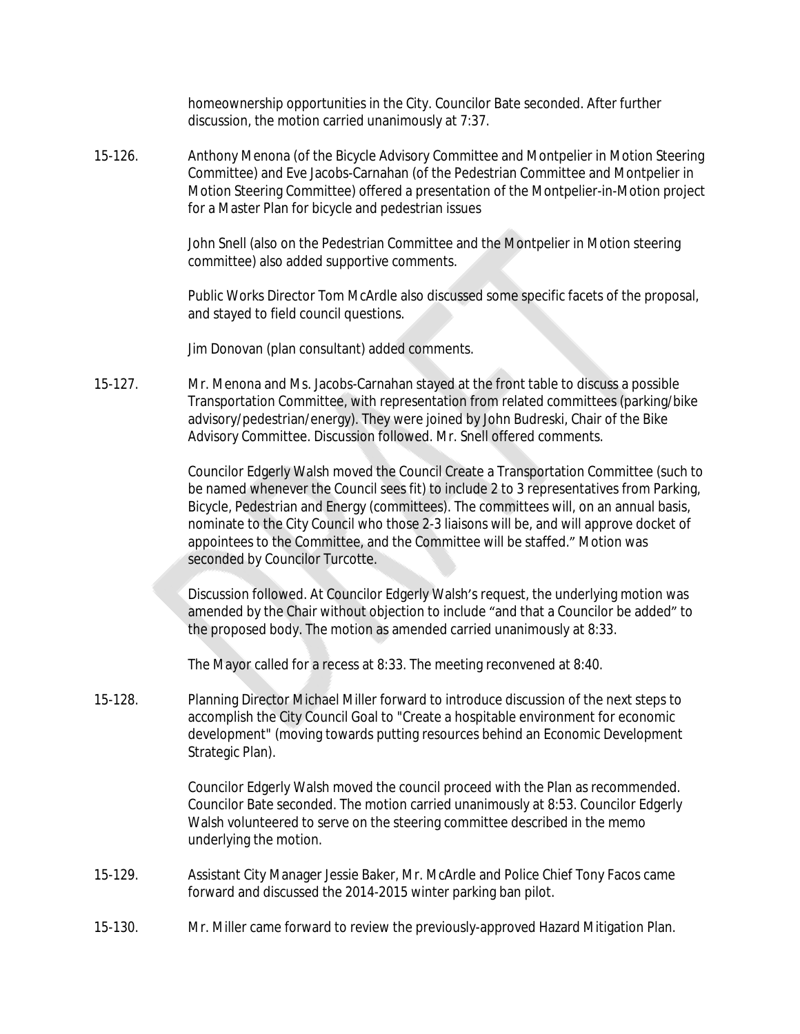homeownership opportunities in the City. Councilor Bate seconded. After further discussion, the motion carried unanimously at 7:37.

15-126. Anthony Menona (of the Bicycle Advisory Committee and Montpelier in Motion Steering Committee) and Eve Jacobs-Carnahan (of the Pedestrian Committee and Montpelier in Motion Steering Committee) offered a presentation of the Montpelier-in-Motion project for a Master Plan for bicycle and pedestrian issues

John Snell (also on the Pedestrian Committee and the Montpelier in Motion steering committee) also added supportive comments.

Public Works Director Tom McArdle also discussed some specific facets of the proposal, and stayed to field council questions.

Jim Donovan (plan consultant) added comments.

15-127. Mr. Menona and Ms. Jacobs-Carnahan stayed at the front table to discuss a possible Transportation Committee, with representation from related committees (parking/bike advisory/pedestrian/energy). They were joined by John Budreski, Chair of the Bike Advisory Committee. Discussion followed. Mr. Snell offered comments.

Councilor Edgerly Walsh moved the Council Create a Transportation Committee (such to be named whenever the Council sees fit) to include 2 to 3 representatives from Parking, Bicycle, Pedestrian and Energy (committees). The committees will, on an annual basis, nominate to the City Council who those 2-3 liaisons will be, and will approve docket of appointees to the Committee, and the Committee will be staffed." Motion was seconded by Councilor Turcotte.

Discussion followed. At Councilor Edgerly Walsh's request, the underlying motion was amended by the Chair without objection to include "and that a Councilor be added" to the proposed body. The motion as amended carried unanimously at 8:33.

The Mayor called for a recess at 8:33. The meeting reconvened at 8:40.

15-128. Planning Director Michael Miller forward to introduce discussion of the next steps to accomplish the City Council Goal to "Create a hospitable environment for economic development" (moving towards putting resources behind an Economic Development Strategic Plan).

Councilor Edgerly Walsh moved the council proceed with the Plan as recommended. Councilor Bate seconded. The motion carried unanimously at 8:53. Councilor Edgerly Walsh volunteered to serve on the steering committee described in the memo underlying the motion.

15-129. Assistant City Manager Jessie Baker, Mr. McArdle and Police Chief Tony Facos came forward and discussed the 2014-2015 winter parking ban pilot.

15-130. Mr. Miller came forward to review the previously-approved Hazard Mitigation Plan.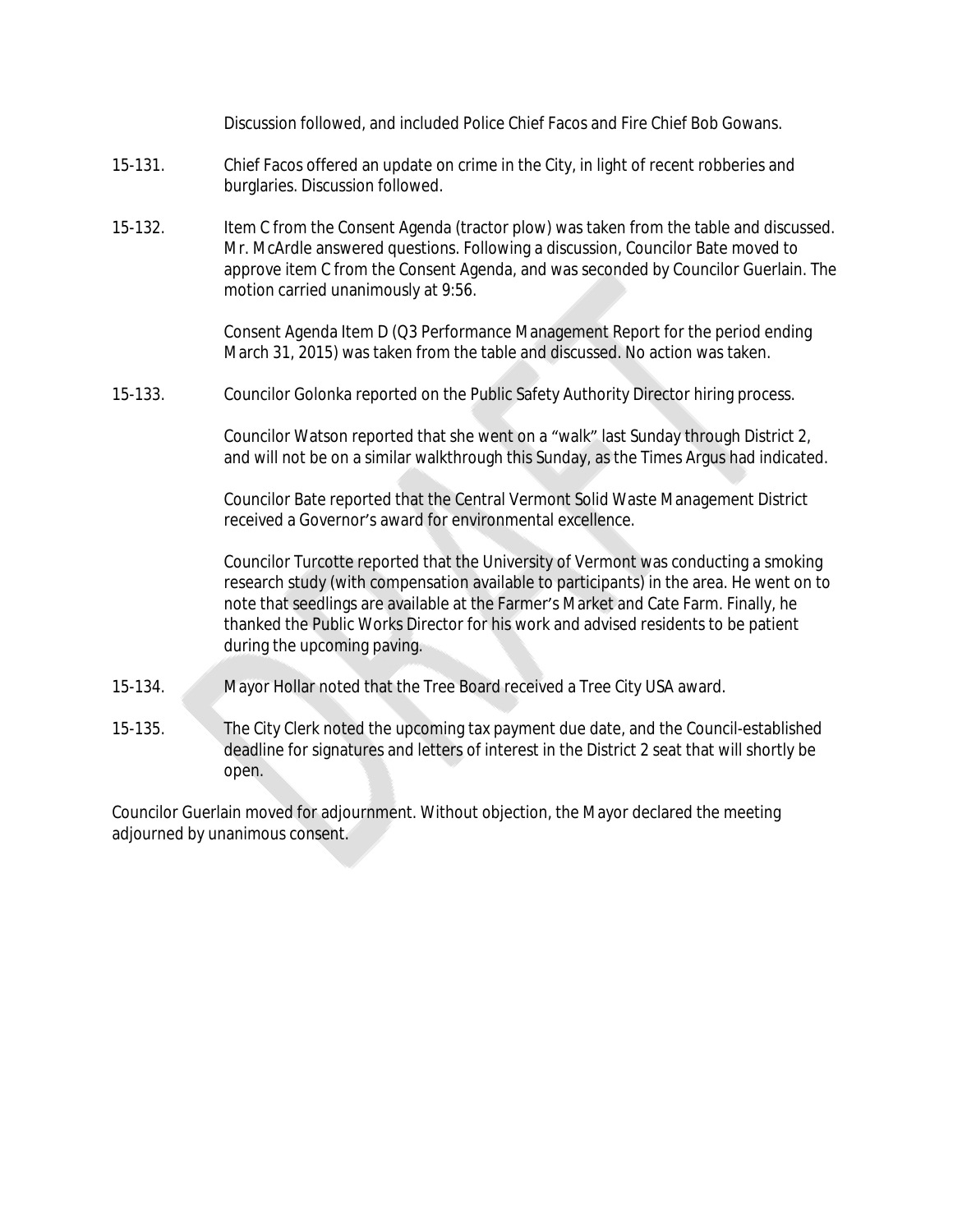Discussion followed, and included Police Chief Facos and Fire Chief Bob Gowans.

15-131. Chief Facos offered an update on crime in the City, in light of recent robberies and burglaries. Discussion followed.

15-132. Item C from the Consent Agenda (tractor plow) was taken from the table and discussed. Mr. McArdle answered questions. Following a discussion, Councilor Bate moved to approve item C from the Consent Agenda, and was seconded by Councilor Guerlain. The motion carried unanimously at 9:56.

Consent Agenda Item D (Q3 Performance Management Report for the period ending March 31, 2015) was taken from the table and discussed. No action was taken.

15-133. Councilor Golonka reported on the Public Safety Authority Director hiring process.

Councilor Watson reported that she went on a "walk" last Sunday through District 2, and will not be on a similar walkthrough this Sunday, as the Times Argus had indicated.

Councilor Bate reported that the Central Vermont Solid Waste Management District received a Governor's award for environmental excellence.

Councilor Turcotte reported that the University of Vermont was conducting a smoking research study (with compensation available to participants) in the area. He went on to note that seedlings are available at the Farmer's Market and Cate Farm. Finally, he thanked the Public Works Director for his work and advised residents to be patient during the upcoming paving.

15-134. Mayor Hollar noted that the Tree Board received a Tree City USA award.

15-135. The City Clerk noted the upcoming tax payment due date, and the Council-established deadline for signatures and letters of interest in the District 2 seat that will shortly be open.

Councilor Guerlain moved for adjournment. Without objection, the Mayor declared the meeting adjourned by unanimous consent.